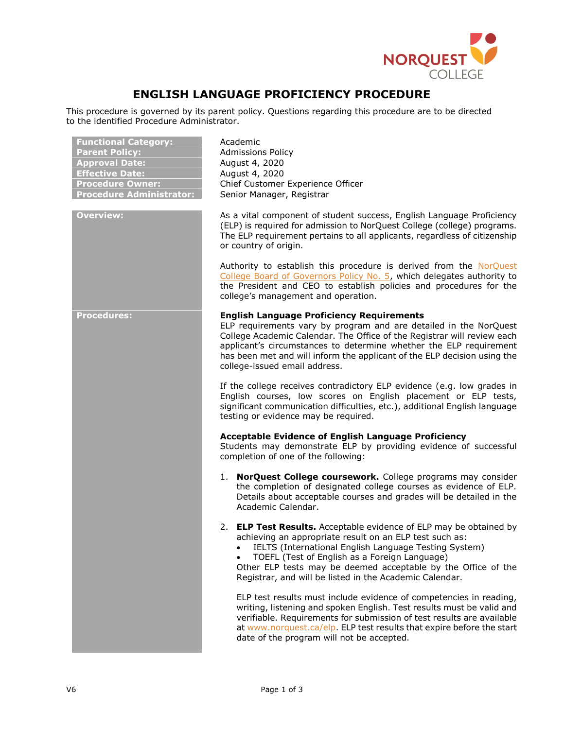# ENGLISH LANGUAGE PROFICIENCY PROCEDURE

This procedure is governed by its parent policy. Questions regarding this procedure are to be directed to the identified Procedure Administrator.

| | |
|---|---|
| **Functional Category:** | Academic |
| **Parent Policy:** | Admissions Policy |
| **Approval Date:** | August 4, 2020 |
| **Effective Date:** | August 4, 2020 |
| **Procedure Owner:** | Chief Customer Experience Officer |
| **Procedure Administrator:** | Senior Manager, Registrar |

## Overview:

As a vital component of student success, English Language Proficiency (ELP) is required for admission to NorQuest College (college) programs. The ELP requirement pertains to all applicants, regardless of citizenship or country of origin.

Authority to establish this procedure is derived from the NorQuest College Board of Governors Policy No. 5, which delegates authority to the President and CEO to establish policies and procedures for the college's management and operation.

## Procedures:

**English Language Proficiency Requirements**

ELP requirements vary by program and are detailed in the NorQuest College Academic Calendar. The Office of the Registrar will review each applicant's circumstances to determine whether the ELP requirement has been met and will inform the applicant of the ELP decision using the college-issued email address.

If the college receives contradictory ELP evidence (e.g. low grades in English courses, low scores on English placement or ELP tests, significant communication difficulties, etc.), additional English language testing or evidence may be required.

**Acceptable Evidence of English Language Proficiency**

Students may demonstrate ELP by providing evidence of successful completion of one of the following:

1. **NorQuest College coursework.** College programs may consider the completion of designated college courses as evidence of ELP. Details about acceptable courses and grades will be detailed in the Academic Calendar.

2. **ELP Test Results.** Acceptable evidence of ELP may be obtained by achieving an appropriate result on an ELP test such as:
   - IELTS (International English Language Testing System)
   - TOEFL (Test of English as a Foreign Language)

   Other ELP tests may be deemed acceptable by the Office of the Registrar, and will be listed in the Academic Calendar.

   ELP test results must include evidence of competencies in reading, writing, listening and spoken English. Test results must be valid and verifiable. Requirements for submission of test results are available at www.norquest.ca/elp. ELP test results that expire before the start date of the program will not be accepted.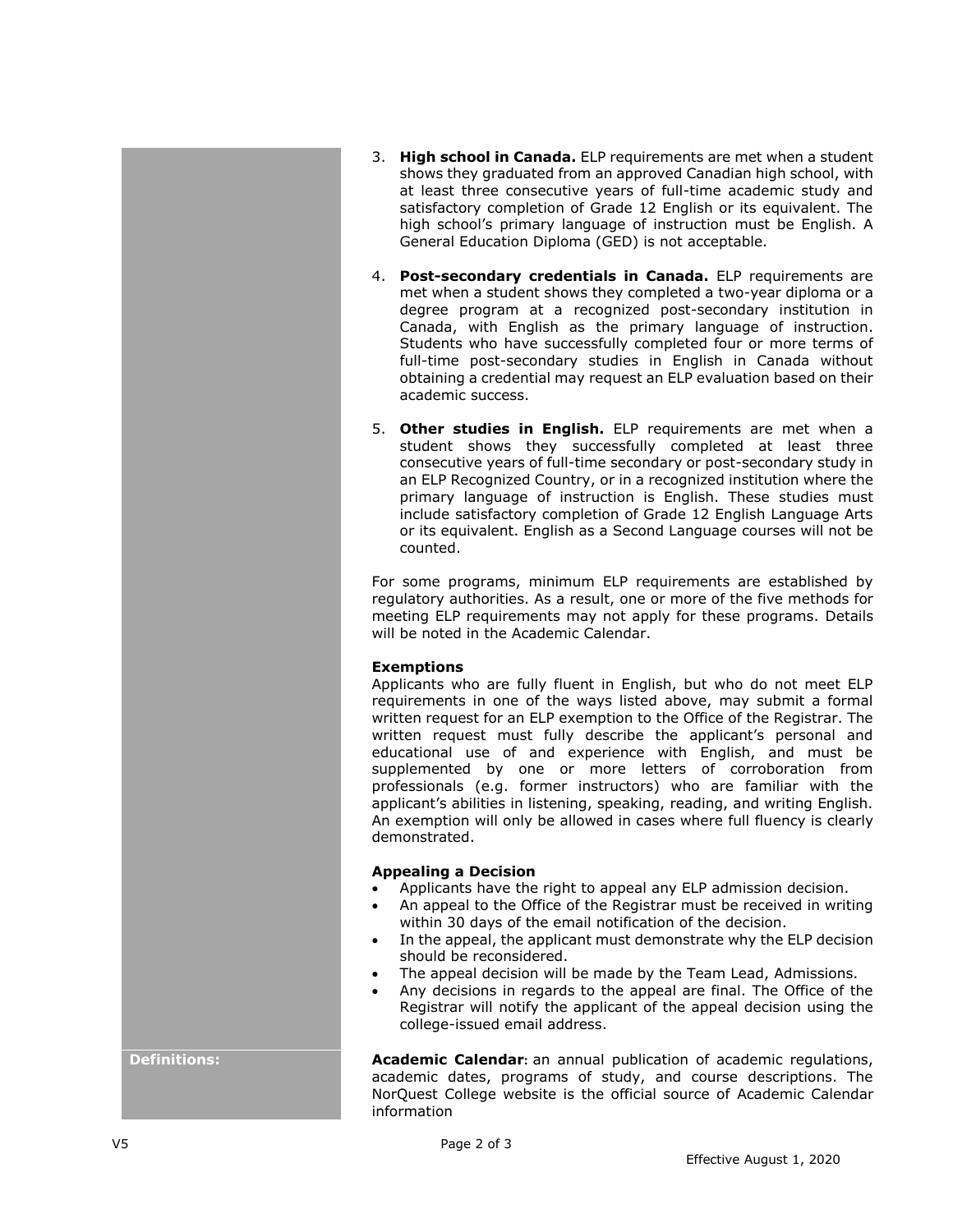3. **High school in Canada.** ELP requirements are met when a student shows they graduated from an approved Canadian high school, with at least three consecutive years of full-time academic study and satisfactory completion of Grade 12 English or its equivalent. The high school's primary language of instruction must be English. A General Education Diploma (GED) is not acceptable.

4. **Post-secondary credentials in Canada.** ELP requirements are met when a student shows they completed a two-year diploma or a degree program at a recognized post-secondary institution in Canada, with English as the primary language of instruction. Students who have successfully completed four or more terms of full-time post-secondary studies in English in Canada without obtaining a credential may request an ELP evaluation based on their academic success.

5. **Other studies in English.** ELP requirements are met when a student shows they successfully completed at least three consecutive years of full-time secondary or post-secondary study in an ELP Recognized Country, or in a recognized institution where the primary language of instruction is English. These studies must include satisfactory completion of Grade 12 English Language Arts or its equivalent. English as a Second Language courses will not be counted.

For some programs, minimum ELP requirements are established by regulatory authorities. As a result, one or more of the five methods for meeting ELP requirements may not apply for these programs. Details will be noted in the Academic Calendar.

**Exemptions**

Applicants who are fully fluent in English, but who do not meet ELP requirements in one of the ways listed above, may submit a formal written request for an ELP exemption to the Office of the Registrar. The written request must fully describe the applicant's personal and educational use of and experience with English, and must be supplemented by one or more letters of corroboration from professionals (e.g. former instructors) who are familiar with the applicant's abilities in listening, speaking, reading, and writing English. An exemption will only be allowed in cases where full fluency is clearly demonstrated.

**Appealing a Decision**

- Applicants have the right to appeal any ELP admission decision.
- An appeal to the Office of the Registrar must be received in writing within 30 days of the email notification of the decision.
- In the appeal, the applicant must demonstrate why the ELP decision should be reconsidered.
- The appeal decision will be made by the Team Lead, Admissions.
- Any decisions in regards to the appeal are final. The Office of the Registrar will notify the applicant of the appeal decision using the college-issued email address.

**Definitions:**

**Academic Calendar**: an annual publication of academic regulations, academic dates, programs of study, and course descriptions. The NorQuest College website is the official source of Academic Calendar information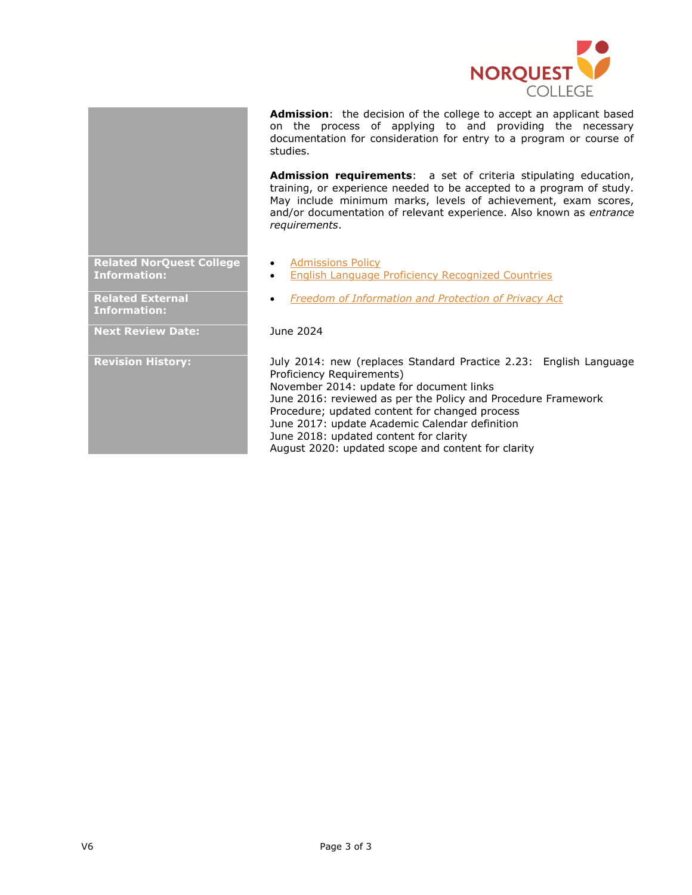| | |
|---|---|
| | **Admission**: the decision of the college to accept an applicant based on the process of applying to and providing the necessary documentation for consideration for entry to a program or course of studies.<br><br>**Admission requirements**: a set of criteria stipulating education, training, or experience needed to be accepted to a program of study. May include minimum marks, levels of achievement, exam scores, and/or documentation of relevant experience. Also known as *entrance requirements*. |
| **Related NorQuest College Information:** | • Admissions Policy<br>• English Language Proficiency Recognized Countries |
| **Related External Information:** | • *Freedom of Information and Protection of Privacy Act* |
| **Next Review Date:** | June 2024 |
| **Revision History:** | July 2014: new (replaces Standard Practice 2.23: English Language Proficiency Requirements)<br>November 2014: update for document links<br>June 2016: reviewed as per the Policy and Procedure Framework Procedure; updated content for changed process<br>June 2017: update Academic Calendar definition<br>June 2018: updated content for clarity<br>August 2020: updated scope and content for clarity |

V6